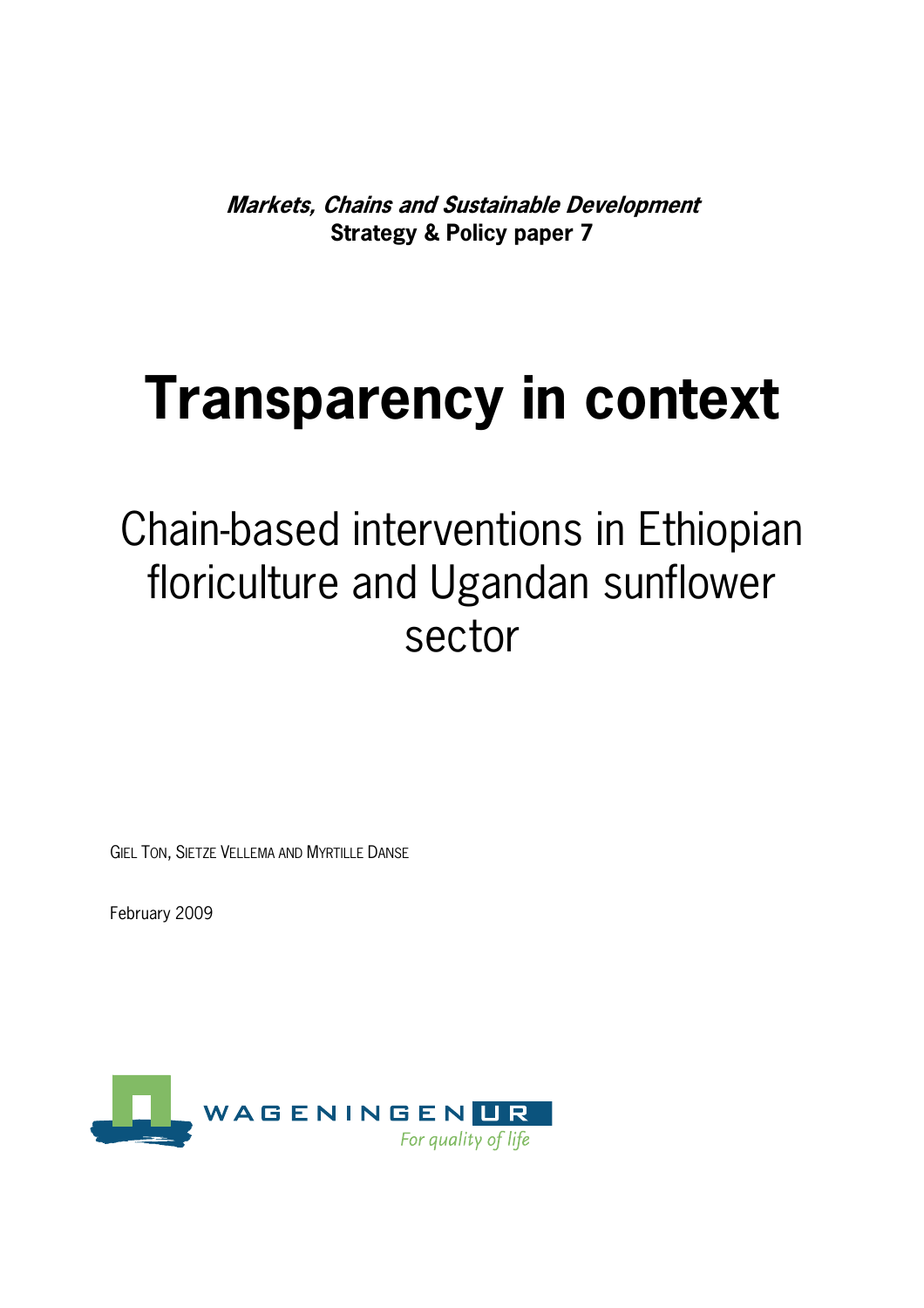***Markets, Chains and Sustainable Development***
**Strategy & Policy paper 7**

# Transparency in context

## Chain-based interventions in Ethiopian floriculture and Ugandan sunflower sector

GIEL TON, SIETZE VELLEMA AND MYRTILLE DANSE

February 2009

WAGENINGEN UR
For quality of life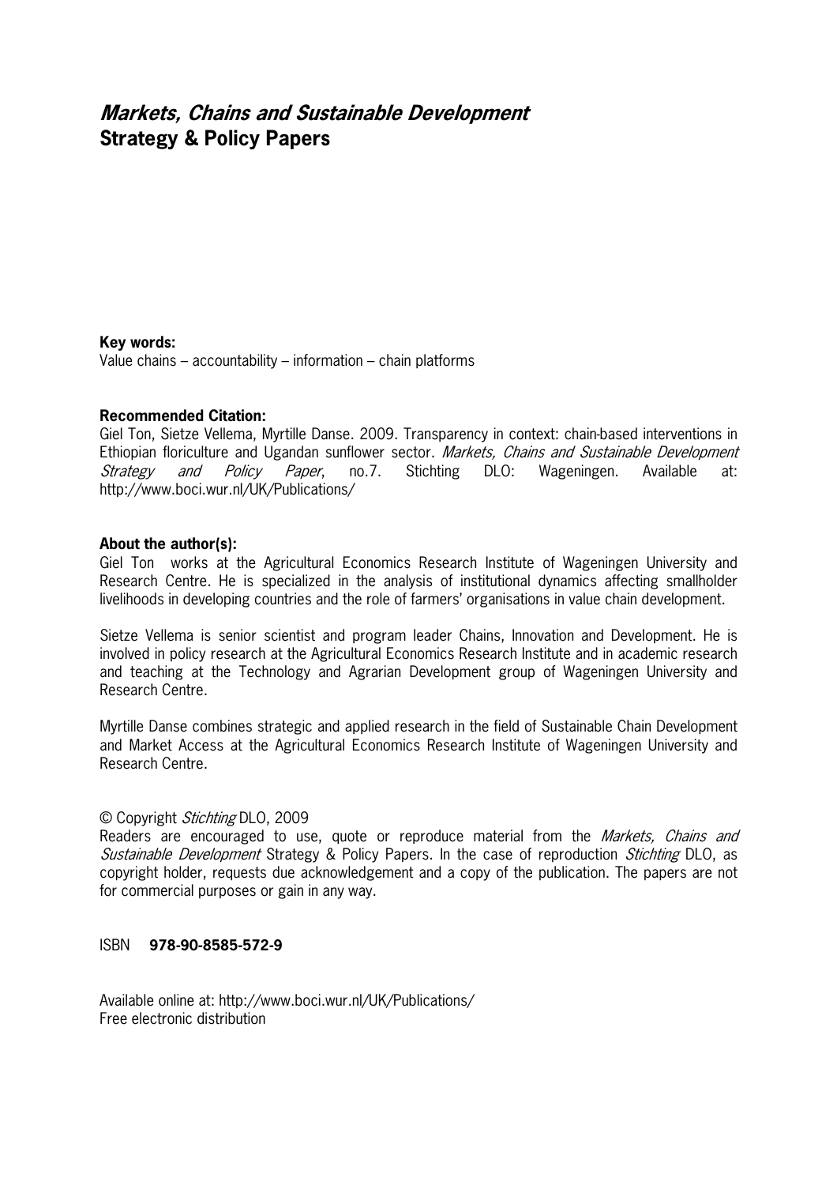# *Markets, Chains and Sustainable Development*
**Strategy & Policy Papers**

**Key words:**
Value chains – accountability – information – chain platforms

**Recommended Citation:**
Giel Ton, Sietze Vellema, Myrtille Danse. 2009. Transparency in context: chain-based interventions in Ethiopian floriculture and Ugandan sunflower sector. *Markets, Chains and Sustainable Development Strategy and Policy Paper*, no.7. Stichting DLO: Wageningen. Available at: http://www.boci.wur.nl/UK/Publications/

**About the author(s):**
Giel Ton works at the Agricultural Economics Research Institute of Wageningen University and Research Centre. He is specialized in the analysis of institutional dynamics affecting smallholder livelihoods in developing countries and the role of farmers' organisations in value chain development.

Sietze Vellema is senior scientist and program leader Chains, Innovation and Development. He is involved in policy research at the Agricultural Economics Research Institute and in academic research and teaching at the Technology and Agrarian Development group of Wageningen University and Research Centre.

Myrtille Danse combines strategic and applied research in the field of Sustainable Chain Development and Market Access at the Agricultural Economics Research Institute of Wageningen University and Research Centre.

© Copyright *Stichting* DLO, 2009
Readers are encouraged to use, quote or reproduce material from the *Markets, Chains and Sustainable Development* Strategy & Policy Papers. In the case of reproduction *Stichting* DLO, as copyright holder, requests due acknowledgement and a copy of the publication. The papers are not for commercial purposes or gain in any way.

ISBN **978-90-8585-572-9**

Available online at: http://www.boci.wur.nl/UK/Publications/
Free electronic distribution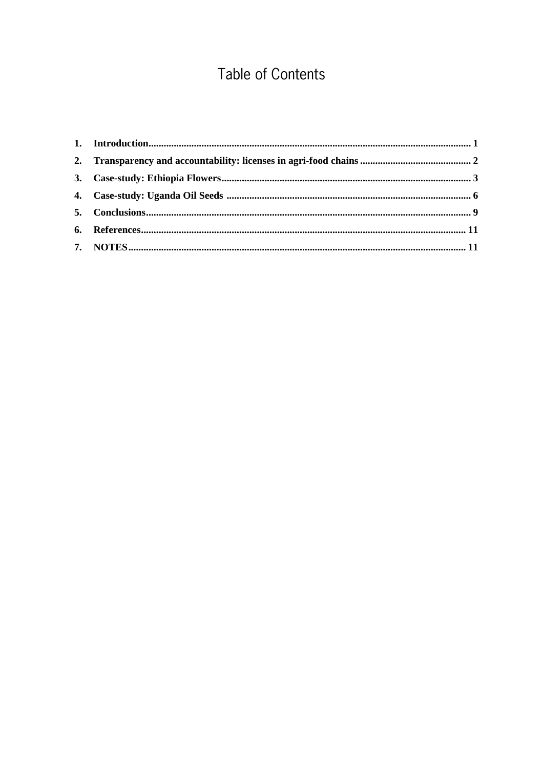# Table of Contents

1. **Introduction** ..... 1
2. **Transparency and accountability: licenses in agri-food chains** ..... 2
3. **Case-study: Ethiopia Flowers** ..... 3
4. **Case-study: Uganda Oil Seeds** ..... 6
5. **Conclusions** ..... 9
6. **References** ..... 11
7. **NOTES** ..... 11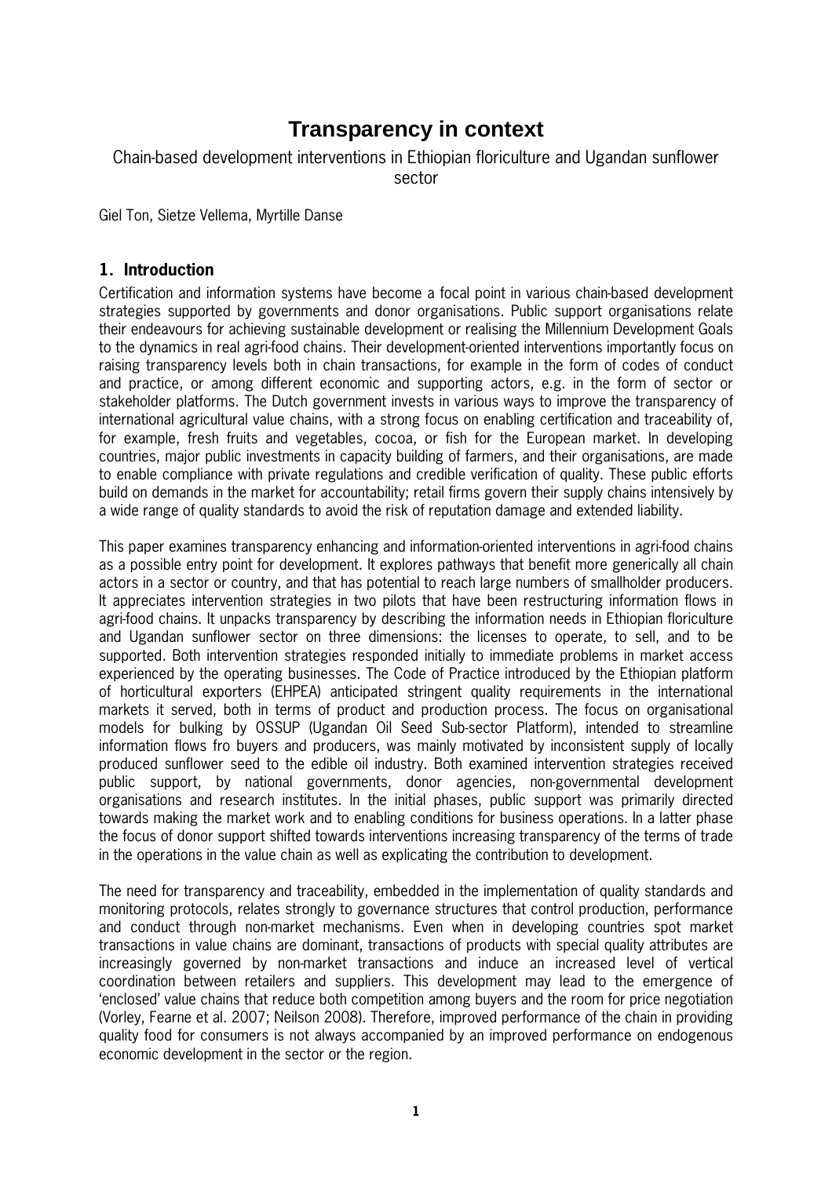# Transparency in context

Chain-based development interventions in Ethiopian floriculture and Ugandan sunflower sector

Giel Ton, Sietze Vellema, Myrtille Danse

## 1. Introduction

Certification and information systems have become a focal point in various chain-based development strategies supported by governments and donor organisations. Public support organisations relate their endeavours for achieving sustainable development or realising the Millennium Development Goals to the dynamics in real agri-food chains. Their development-oriented interventions importantly focus on raising transparency levels both in chain transactions, for example in the form of codes of conduct and practice, or among different economic and supporting actors, e.g. in the form of sector or stakeholder platforms. The Dutch government invests in various ways to improve the transparency of international agricultural value chains, with a strong focus on enabling certification and traceability of, for example, fresh fruits and vegetables, cocoa, or fish for the European market. In developing countries, major public investments in capacity building of farmers, and their organisations, are made to enable compliance with private regulations and credible verification of quality. These public efforts build on demands in the market for accountability; retail firms govern their supply chains intensively by a wide range of quality standards to avoid the risk of reputation damage and extended liability.

This paper examines transparency enhancing and information-oriented interventions in agri-food chains as a possible entry point for development. It explores pathways that benefit more generically all chain actors in a sector or country, and that has potential to reach large numbers of smallholder producers. It appreciates intervention strategies in two pilots that have been restructuring information flows in agri-food chains. It unpacks transparency by describing the information needs in Ethiopian floriculture and Ugandan sunflower sector on three dimensions: the licenses to operate, to sell, and to be supported. Both intervention strategies responded initially to immediate problems in market access experienced by the operating businesses. The Code of Practice introduced by the Ethiopian platform of horticultural exporters (EHPEA) anticipated stringent quality requirements in the international markets it served, both in terms of product and production process. The focus on organisational models for bulking by OSSUP (Ugandan Oil Seed Sub-sector Platform), intended to streamline information flows fro buyers and producers, was mainly motivated by inconsistent supply of locally produced sunflower seed to the edible oil industry. Both examined intervention strategies received public support, by national governments, donor agencies, non-governmental development organisations and research institutes. In the initial phases, public support was primarily directed towards making the market work and to enabling conditions for business operations. In a latter phase the focus of donor support shifted towards interventions increasing transparency of the terms of trade in the operations in the value chain as well as explicating the contribution to development.

The need for transparency and traceability, embedded in the implementation of quality standards and monitoring protocols, relates strongly to governance structures that control production, performance and conduct through non-market mechanisms. Even when in developing countries spot market transactions in value chains are dominant, transactions of products with special quality attributes are increasingly governed by non-market transactions and induce an increased level of vertical coordination between retailers and suppliers. This development may lead to the emergence of 'enclosed' value chains that reduce both competition among buyers and the room for price negotiation (Vorley, Fearne et al. 2007; Neilson 2008). Therefore, improved performance of the chain in providing quality food for consumers is not always accompanied by an improved performance on endogenous economic development in the sector or the region.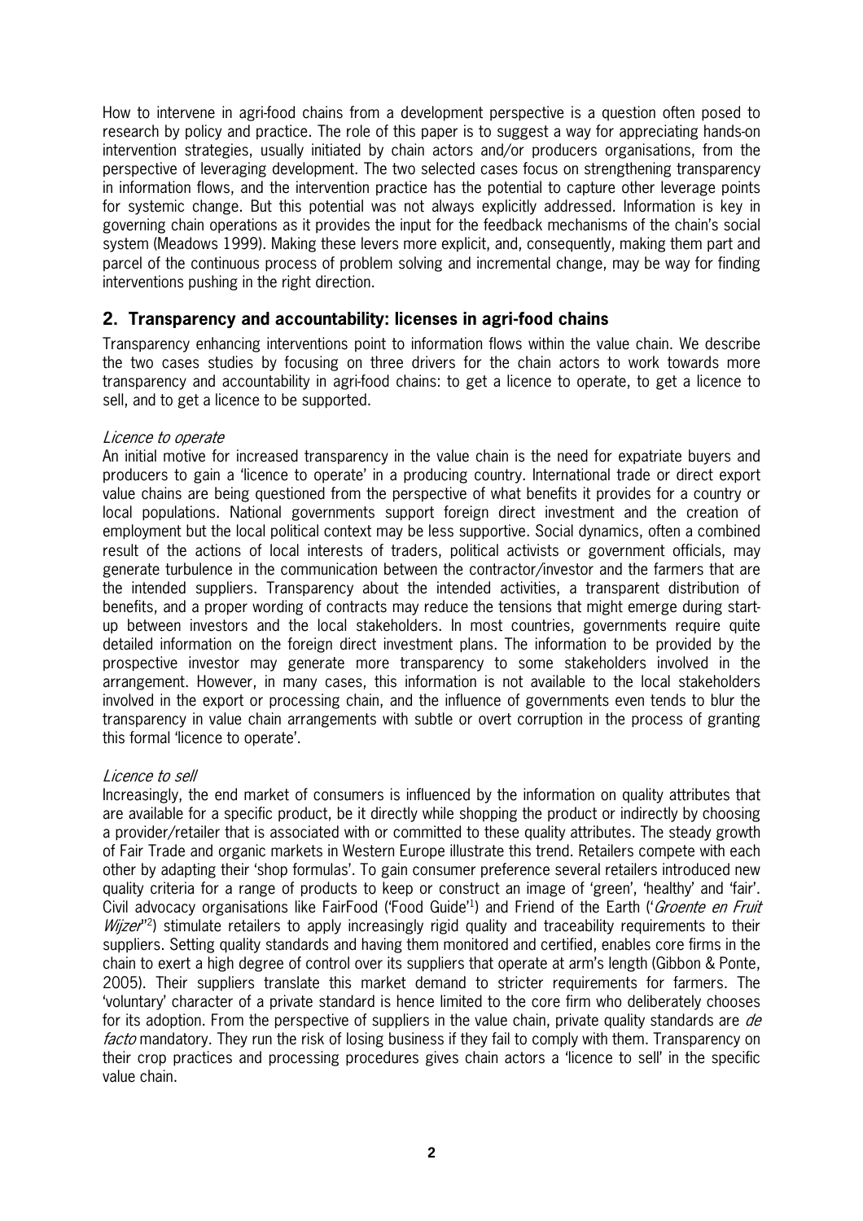How to intervene in agri-food chains from a development perspective is a question often posed to research by policy and practice. The role of this paper is to suggest a way for appreciating hands-on intervention strategies, usually initiated by chain actors and/or producers organisations, from the perspective of leveraging development. The two selected cases focus on strengthening transparency in information flows, and the intervention practice has the potential to capture other leverage points for systemic change. But this potential was not always explicitly addressed. Information is key in governing chain operations as it provides the input for the feedback mechanisms of the chain's social system (Meadows 1999). Making these levers more explicit, and, consequently, making them part and parcel of the continuous process of problem solving and incremental change, may be way for finding interventions pushing in the right direction.

## 2. Transparency and accountability: licenses in agri-food chains

Transparency enhancing interventions point to information flows within the value chain. We describe the two cases studies by focusing on three drivers for the chain actors to work towards more transparency and accountability in agri-food chains: to get a licence to operate, to get a licence to sell, and to get a licence to be supported.

*Licence to operate*

An initial motive for increased transparency in the value chain is the need for expatriate buyers and producers to gain a 'licence to operate' in a producing country. International trade or direct export value chains are being questioned from the perspective of what benefits it provides for a country or local populations. National governments support foreign direct investment and the creation of employment but the local political context may be less supportive. Social dynamics, often a combined result of the actions of local interests of traders, political activists or government officials, may generate turbulence in the communication between the contractor/investor and the farmers that are the intended suppliers. Transparency about the intended activities, a transparent distribution of benefits, and a proper wording of contracts may reduce the tensions that might emerge during start-up between investors and the local stakeholders. In most countries, governments require quite detailed information on the foreign direct investment plans. The information to be provided by the prospective investor may generate more transparency to some stakeholders involved in the arrangement. However, in many cases, this information is not available to the local stakeholders involved in the export or processing chain, and the influence of governments even tends to blur the transparency in value chain arrangements with subtle or overt corruption in the process of granting this formal 'licence to operate'.

*Licence to sell*

Increasingly, the end market of consumers is influenced by the information on quality attributes that are available for a specific product, be it directly while shopping the product or indirectly by choosing a provider/retailer that is associated with or committed to these quality attributes. The steady growth of Fair Trade and organic markets in Western Europe illustrate this trend. Retailers compete with each other by adapting their 'shop formulas'. To gain consumer preference several retailers introduced new quality criteria for a range of products to keep or construct an image of 'green', 'healthy' and 'fair'. Civil advocacy organisations like FairFood ('Food Guide'[1]) and Friend of the Earth ('*Groente en Fruit Wijzer*'[2]) stimulate retailers to apply increasingly rigid quality and traceability requirements to their suppliers. Setting quality standards and having them monitored and certified, enables core firms in the chain to exert a high degree of control over its suppliers that operate at arm's length (Gibbon & Ponte, 2005). Their suppliers translate this market demand to stricter requirements for farmers. The 'voluntary' character of a private standard is hence limited to the core firm who deliberately chooses for its adoption. From the perspective of suppliers in the value chain, private quality standards are *de facto* mandatory. They run the risk of losing business if they fail to comply with them. Transparency on their crop practices and processing procedures gives chain actors a 'licence to sell' in the specific value chain.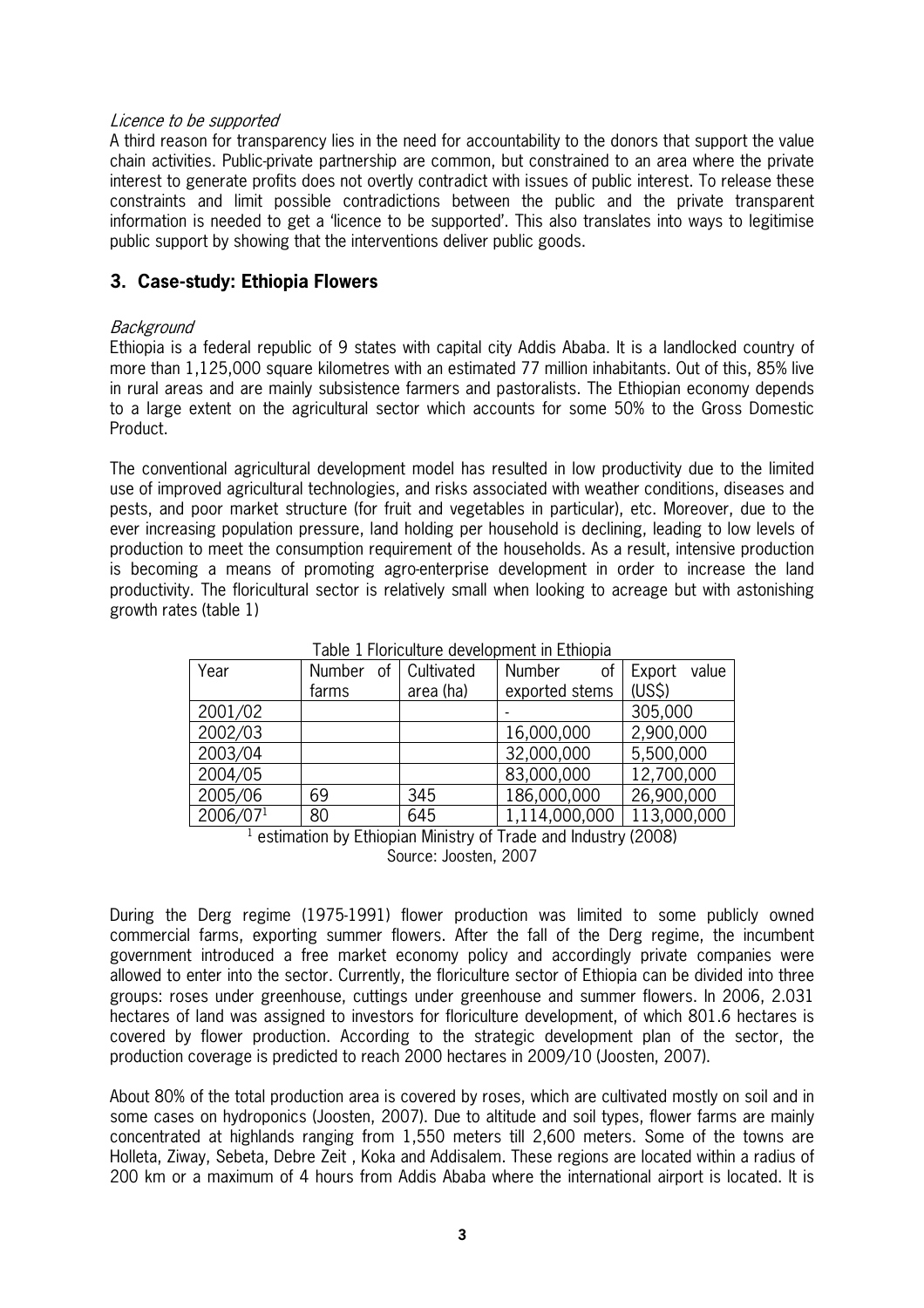*Licence to be supported*

A third reason for transparency lies in the need for accountability to the donors that support the value chain activities. Public-private partnership are common, but constrained to an area where the private interest to generate profits does not overtly contradict with issues of public interest. To release these constraints and limit possible contradictions between the public and the private transparent information is needed to get a 'licence to be supported'. This also translates into ways to legitimise public support by showing that the interventions deliver public goods.

## 3. Case-study: Ethiopia Flowers

*Background*

Ethiopia is a federal republic of 9 states with capital city Addis Ababa. It is a landlocked country of more than 1,125,000 square kilometres with an estimated 77 million inhabitants. Out of this, 85% live in rural areas and are mainly subsistence farmers and pastoralists. The Ethiopian economy depends to a large extent on the agricultural sector which accounts for some 50% to the Gross Domestic Product.

The conventional agricultural development model has resulted in low productivity due to the limited use of improved agricultural technologies, and risks associated with weather conditions, diseases and pests, and poor market structure (for fruit and vegetables in particular), etc. Moreover, due to the ever increasing population pressure, land holding per household is declining, leading to low levels of production to meet the consumption requirement of the households. As a result, intensive production is becoming a means of promoting agro-enterprise development in order to increase the land productivity. The floricultural sector is relatively small when looking to acreage but with astonishing growth rates (table 1)

Table 1 Floriculture development in Ethiopia

| Year | Number of farms | Cultivated area (ha) | Number of exported stems | Export value (US$) |
|---|---|---|---|---|
| 2001/02 | | | - | 305,000 |
| 2002/03 | | | 16,000,000 | 2,900,000 |
| 2003/04 | | | 32,000,000 | 5,500,000 |
| 2004/05 | | | 83,000,000 | 12,700,000 |
| 2005/06 | 69 | 345 | 186,000,000 | 26,900,000 |
| 2006/07[1] | 80 | 645 | 1,114,000,000 | 113,000,000 |

[1] estimation by Ethiopian Ministry of Trade and Industry (2008)
Source: Joosten, 2007

During the Derg regime (1975-1991) flower production was limited to some publicly owned commercial farms, exporting summer flowers. After the fall of the Derg regime, the incumbent government introduced a free market economy policy and accordingly private companies were allowed to enter into the sector. Currently, the floriculture sector of Ethiopia can be divided into three groups: roses under greenhouse, cuttings under greenhouse and summer flowers. In 2006, 2.031 hectares of land was assigned to investors for floriculture development, of which 801.6 hectares is covered by flower production. According to the strategic development plan of the sector, the production coverage is predicted to reach 2000 hectares in 2009/10 (Joosten, 2007).

About 80% of the total production area is covered by roses, which are cultivated mostly on soil and in some cases on hydroponics (Joosten, 2007). Due to altitude and soil types, flower farms are mainly concentrated at highlands ranging from 1,550 meters till 2,600 meters. Some of the towns are Holleta, Ziway, Sebeta, Debre Zeit , Koka and Addisalem. These regions are located within a radius of 200 km or a maximum of 4 hours from Addis Ababa where the international airport is located. It is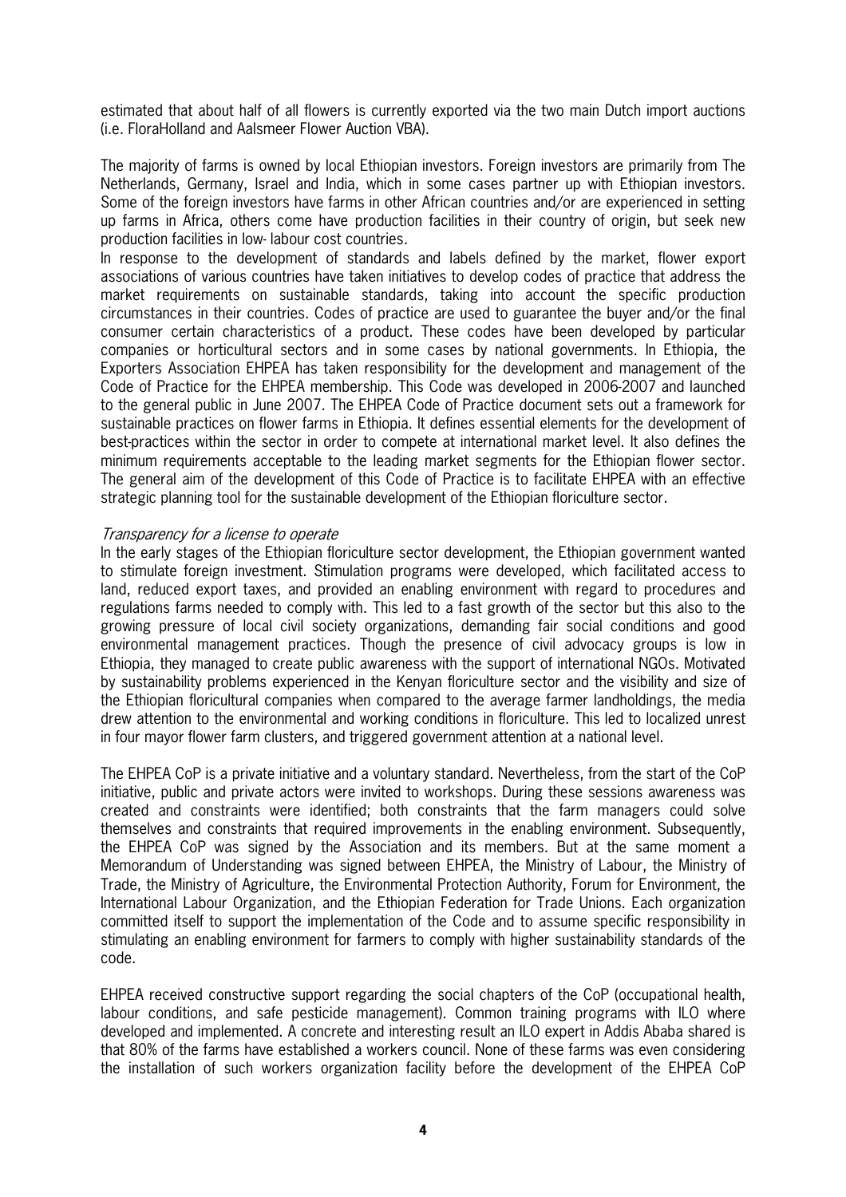estimated that about half of all flowers is currently exported via the two main Dutch import auctions (i.e. FloraHolland and Aalsmeer Flower Auction VBA).

The majority of farms is owned by local Ethiopian investors. Foreign investors are primarily from The Netherlands, Germany, Israel and India, which in some cases partner up with Ethiopian investors. Some of the foreign investors have farms in other African countries and/or are experienced in setting up farms in Africa, others come have production facilities in their country of origin, but seek new production facilities in low- labour cost countries.

In response to the development of standards and labels defined by the market, flower export associations of various countries have taken initiatives to develop codes of practice that address the market requirements on sustainable standards, taking into account the specific production circumstances in their countries. Codes of practice are used to guarantee the buyer and/or the final consumer certain characteristics of a product. These codes have been developed by particular companies or horticultural sectors and in some cases by national governments. In Ethiopia, the Exporters Association EHPEA has taken responsibility for the development and management of the Code of Practice for the EHPEA membership. This Code was developed in 2006-2007 and launched to the general public in June 2007. The EHPEA Code of Practice document sets out a framework for sustainable practices on flower farms in Ethiopia. It defines essential elements for the development of best-practices within the sector in order to compete at international market level. It also defines the minimum requirements acceptable to the leading market segments for the Ethiopian flower sector. The general aim of the development of this Code of Practice is to facilitate EHPEA with an effective strategic planning tool for the sustainable development of the Ethiopian floriculture sector.

*Transparency for a license to operate*

In the early stages of the Ethiopian floriculture sector development, the Ethiopian government wanted to stimulate foreign investment. Stimulation programs were developed, which facilitated access to land, reduced export taxes, and provided an enabling environment with regard to procedures and regulations farms needed to comply with. This led to a fast growth of the sector but this also to the growing pressure of local civil society organizations, demanding fair social conditions and good environmental management practices. Though the presence of civil advocacy groups is low in Ethiopia, they managed to create public awareness with the support of international NGOs. Motivated by sustainability problems experienced in the Kenyan floriculture sector and the visibility and size of the Ethiopian floricultural companies when compared to the average farmer landholdings, the media drew attention to the environmental and working conditions in floriculture. This led to localized unrest in four mayor flower farm clusters, and triggered government attention at a national level.

The EHPEA CoP is a private initiative and a voluntary standard. Nevertheless, from the start of the CoP initiative, public and private actors were invited to workshops. During these sessions awareness was created and constraints were identified; both constraints that the farm managers could solve themselves and constraints that required improvements in the enabling environment. Subsequently, the EHPEA CoP was signed by the Association and its members. But at the same moment a Memorandum of Understanding was signed between EHPEA, the Ministry of Labour, the Ministry of Trade, the Ministry of Agriculture, the Environmental Protection Authority, Forum for Environment, the International Labour Organization, and the Ethiopian Federation for Trade Unions. Each organization committed itself to support the implementation of the Code and to assume specific responsibility in stimulating an enabling environment for farmers to comply with higher sustainability standards of the code.

EHPEA received constructive support regarding the social chapters of the CoP (occupational health, labour conditions, and safe pesticide management). Common training programs with ILO where developed and implemented. A concrete and interesting result an ILO expert in Addis Ababa shared is that 80% of the farms have established a workers council. None of these farms was even considering the installation of such workers organization facility before the development of the EHPEA CoP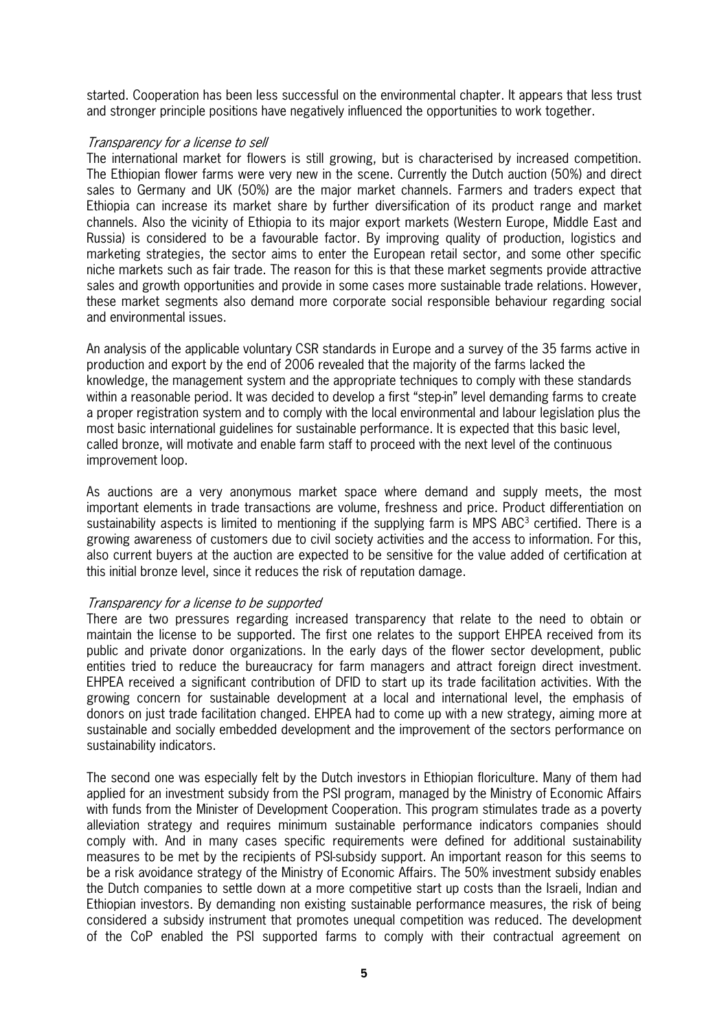started. Cooperation has been less successful on the environmental chapter. It appears that less trust and stronger principle positions have negatively influenced the opportunities to work together.

*Transparency for a license to sell*

The international market for flowers is still growing, but is characterised by increased competition. The Ethiopian flower farms were very new in the scene. Currently the Dutch auction (50%) and direct sales to Germany and UK (50%) are the major market channels. Farmers and traders expect that Ethiopia can increase its market share by further diversification of its product range and market channels. Also the vicinity of Ethiopia to its major export markets (Western Europe, Middle East and Russia) is considered to be a favourable factor. By improving quality of production, logistics and marketing strategies, the sector aims to enter the European retail sector, and some other specific niche markets such as fair trade. The reason for this is that these market segments provide attractive sales and growth opportunities and provide in some cases more sustainable trade relations. However, these market segments also demand more corporate social responsible behaviour regarding social and environmental issues.

An analysis of the applicable voluntary CSR standards in Europe and a survey of the 35 farms active in production and export by the end of 2006 revealed that the majority of the farms lacked the knowledge, the management system and the appropriate techniques to comply with these standards within a reasonable period. It was decided to develop a first "step-in" level demanding farms to create a proper registration system and to comply with the local environmental and labour legislation plus the most basic international guidelines for sustainable performance. It is expected that this basic level, called bronze, will motivate and enable farm staff to proceed with the next level of the continuous improvement loop.

As auctions are a very anonymous market space where demand and supply meets, the most important elements in trade transactions are volume, freshness and price. Product differentiation on sustainability aspects is limited to mentioning if the supplying farm is MPS ABC[3] certified. There is a growing awareness of customers due to civil society activities and the access to information. For this, also current buyers at the auction are expected to be sensitive for the value added of certification at this initial bronze level, since it reduces the risk of reputation damage.

*Transparency for a license to be supported*

There are two pressures regarding increased transparency that relate to the need to obtain or maintain the license to be supported. The first one relates to the support EHPEA received from its public and private donor organizations. In the early days of the flower sector development, public entities tried to reduce the bureaucracy for farm managers and attract foreign direct investment. EHPEA received a significant contribution of DFID to start up its trade facilitation activities. With the growing concern for sustainable development at a local and international level, the emphasis of donors on just trade facilitation changed. EHPEA had to come up with a new strategy, aiming more at sustainable and socially embedded development and the improvement of the sectors performance on sustainability indicators.

The second one was especially felt by the Dutch investors in Ethiopian floriculture. Many of them had applied for an investment subsidy from the PSI program, managed by the Ministry of Economic Affairs with funds from the Minister of Development Cooperation. This program stimulates trade as a poverty alleviation strategy and requires minimum sustainable performance indicators companies should comply with. And in many cases specific requirements were defined for additional sustainability measures to be met by the recipients of PSI-subsidy support. An important reason for this seems to be a risk avoidance strategy of the Ministry of Economic Affairs. The 50% investment subsidy enables the Dutch companies to settle down at a more competitive start up costs than the Israeli, Indian and Ethiopian investors. By demanding non existing sustainable performance measures, the risk of being considered a subsidy instrument that promotes unequal competition was reduced. The development of the CoP enabled the PSI supported farms to comply with their contractual agreement on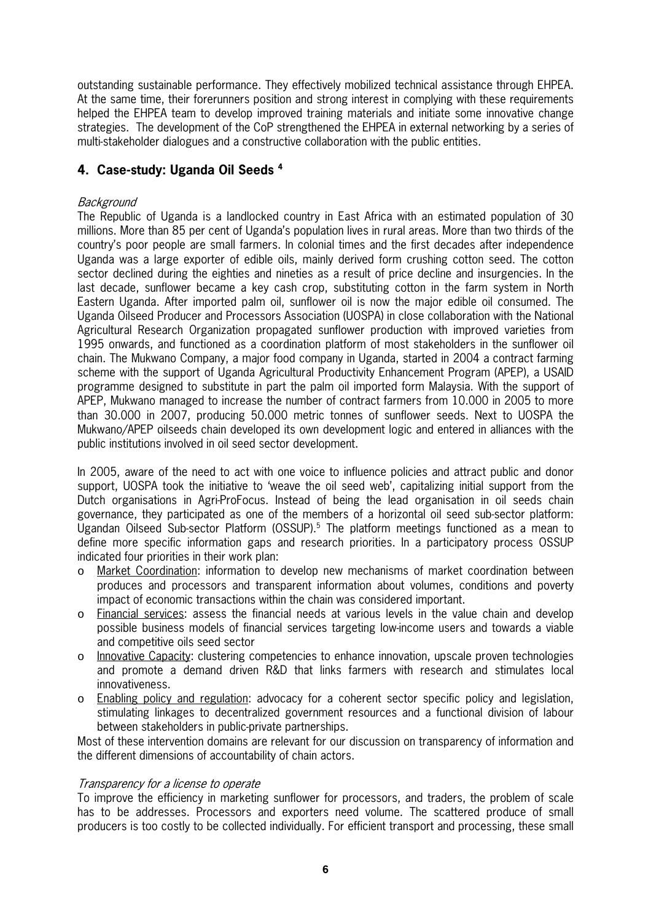outstanding sustainable performance. They effectively mobilized technical assistance through EHPEA. At the same time, their forerunners position and strong interest in complying with these requirements helped the EHPEA team to develop improved training materials and initiate some innovative change strategies. The development of the CoP strengthened the EHPEA in external networking by a series of multi-stakeholder dialogues and a constructive collaboration with the public entities.

## 4. Case-study: Uganda Oil Seeds [4]

*Background*

The Republic of Uganda is a landlocked country in East Africa with an estimated population of 30 millions. More than 85 per cent of Uganda's population lives in rural areas. More than two thirds of the country's poor people are small farmers. In colonial times and the first decades after independence Uganda was a large exporter of edible oils, mainly derived form crushing cotton seed. The cotton sector declined during the eighties and nineties as a result of price decline and insurgencies. In the last decade, sunflower became a key cash crop, substituting cotton in the farm system in North Eastern Uganda. After imported palm oil, sunflower oil is now the major edible oil consumed. The Uganda Oilseed Producer and Processors Association (UOSPA) in close collaboration with the National Agricultural Research Organization propagated sunflower production with improved varieties from 1995 onwards, and functioned as a coordination platform of most stakeholders in the sunflower oil chain. The Mukwano Company, a major food company in Uganda, started in 2004 a contract farming scheme with the support of Uganda Agricultural Productivity Enhancement Program (APEP), a USAID programme designed to substitute in part the palm oil imported form Malaysia. With the support of APEP, Mukwano managed to increase the number of contract farmers from 10.000 in 2005 to more than 30.000 in 2007, producing 50.000 metric tonnes of sunflower seeds. Next to UOSPA the Mukwano/APEP oilseeds chain developed its own development logic and entered in alliances with the public institutions involved in oil seed sector development.

In 2005, aware of the need to act with one voice to influence policies and attract public and donor support, UOSPA took the initiative to 'weave the oil seed web', capitalizing initial support from the Dutch organisations in Agri-ProFocus. Instead of being the lead organisation in oil seeds chain governance, they participated as one of the members of a horizontal oil seed sub-sector platform: Ugandan Oilseed Sub-sector Platform (OSSUP).[5] The platform meetings functioned as a mean to define more specific information gaps and research priorities. In a participatory process OSSUP indicated four priorities in their work plan:

- Market Coordination: information to develop new mechanisms of market coordination between produces and processors and transparent information about volumes, conditions and poverty impact of economic transactions within the chain was considered important.
- Financial services: assess the financial needs at various levels in the value chain and develop possible business models of financial services targeting low-income users and towards a viable and competitive oils seed sector
- Innovative Capacity: clustering competencies to enhance innovation, upscale proven technologies and promote a demand driven R&D that links farmers with research and stimulates local innovativeness.
- Enabling policy and regulation: advocacy for a coherent sector specific policy and legislation, stimulating linkages to decentralized government resources and a functional division of labour between stakeholders in public-private partnerships.

Most of these intervention domains are relevant for our discussion on transparency of information and the different dimensions of accountability of chain actors.

*Transparency for a license to operate*

To improve the efficiency in marketing sunflower for processors, and traders, the problem of scale has to be addresses. Processors and exporters need volume. The scattered produce of small producers is too costly to be collected individually. For efficient transport and processing, these small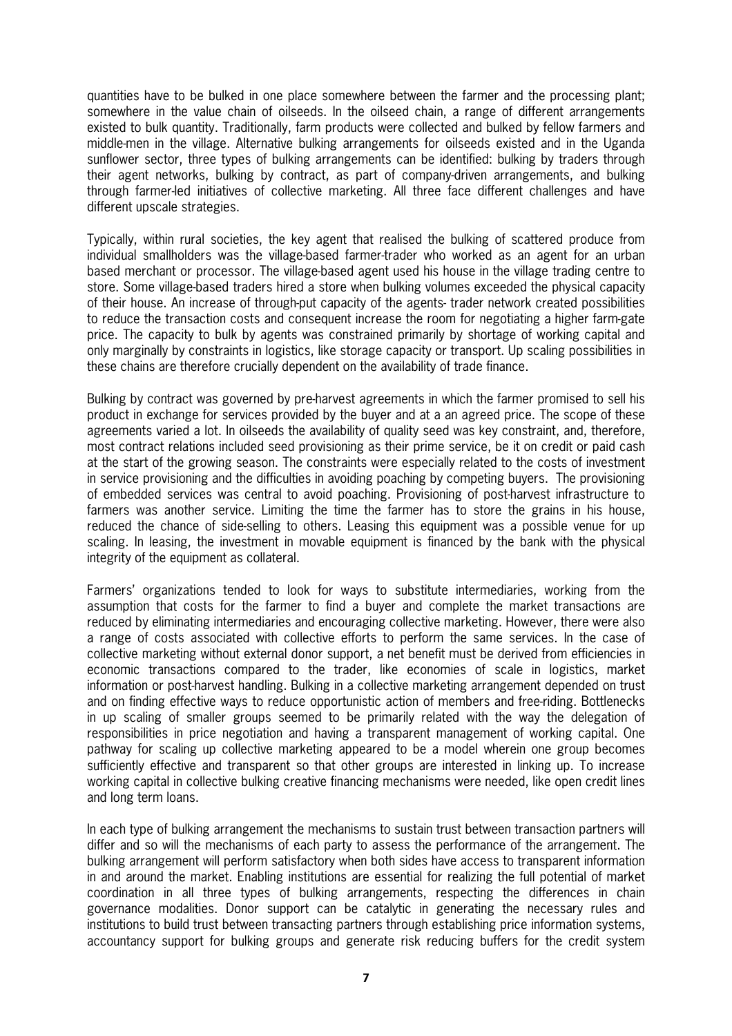quantities have to be bulked in one place somewhere between the farmer and the processing plant; somewhere in the value chain of oilseeds. In the oilseed chain, a range of different arrangements existed to bulk quantity. Traditionally, farm products were collected and bulked by fellow farmers and middle-men in the village. Alternative bulking arrangements for oilseeds existed and in the Uganda sunflower sector, three types of bulking arrangements can be identified: bulking by traders through their agent networks, bulking by contract, as part of company-driven arrangements, and bulking through farmer-led initiatives of collective marketing. All three face different challenges and have different upscale strategies.

Typically, within rural societies, the key agent that realised the bulking of scattered produce from individual smallholders was the village-based farmer-trader who worked as an agent for an urban based merchant or processor. The village-based agent used his house in the village trading centre to store. Some village-based traders hired a store when bulking volumes exceeded the physical capacity of their house. An increase of through-put capacity of the agents- trader network created possibilities to reduce the transaction costs and consequent increase the room for negotiating a higher farm-gate price. The capacity to bulk by agents was constrained primarily by shortage of working capital and only marginally by constraints in logistics, like storage capacity or transport. Up scaling possibilities in these chains are therefore crucially dependent on the availability of trade finance.

Bulking by contract was governed by pre-harvest agreements in which the farmer promised to sell his product in exchange for services provided by the buyer and at a an agreed price. The scope of these agreements varied a lot. In oilseeds the availability of quality seed was key constraint, and, therefore, most contract relations included seed provisioning as their prime service, be it on credit or paid cash at the start of the growing season. The constraints were especially related to the costs of investment in service provisioning and the difficulties in avoiding poaching by competing buyers. The provisioning of embedded services was central to avoid poaching. Provisioning of post-harvest infrastructure to farmers was another service. Limiting the time the farmer has to store the grains in his house, reduced the chance of side-selling to others. Leasing this equipment was a possible venue for up scaling. In leasing, the investment in movable equipment is financed by the bank with the physical integrity of the equipment as collateral.

Farmers' organizations tended to look for ways to substitute intermediaries, working from the assumption that costs for the farmer to find a buyer and complete the market transactions are reduced by eliminating intermediaries and encouraging collective marketing. However, there were also a range of costs associated with collective efforts to perform the same services. In the case of collective marketing without external donor support, a net benefit must be derived from efficiencies in economic transactions compared to the trader, like economies of scale in logistics, market information or post-harvest handling. Bulking in a collective marketing arrangement depended on trust and on finding effective ways to reduce opportunistic action of members and free-riding. Bottlenecks in up scaling of smaller groups seemed to be primarily related with the way the delegation of responsibilities in price negotiation and having a transparent management of working capital. One pathway for scaling up collective marketing appeared to be a model wherein one group becomes sufficiently effective and transparent so that other groups are interested in linking up. To increase working capital in collective bulking creative financing mechanisms were needed, like open credit lines and long term loans.

In each type of bulking arrangement the mechanisms to sustain trust between transaction partners will differ and so will the mechanisms of each party to assess the performance of the arrangement. The bulking arrangement will perform satisfactory when both sides have access to transparent information in and around the market. Enabling institutions are essential for realizing the full potential of market coordination in all three types of bulking arrangements, respecting the differences in chain governance modalities. Donor support can be catalytic in generating the necessary rules and institutions to build trust between transacting partners through establishing price information systems, accountancy support for bulking groups and generate risk reducing buffers for the credit system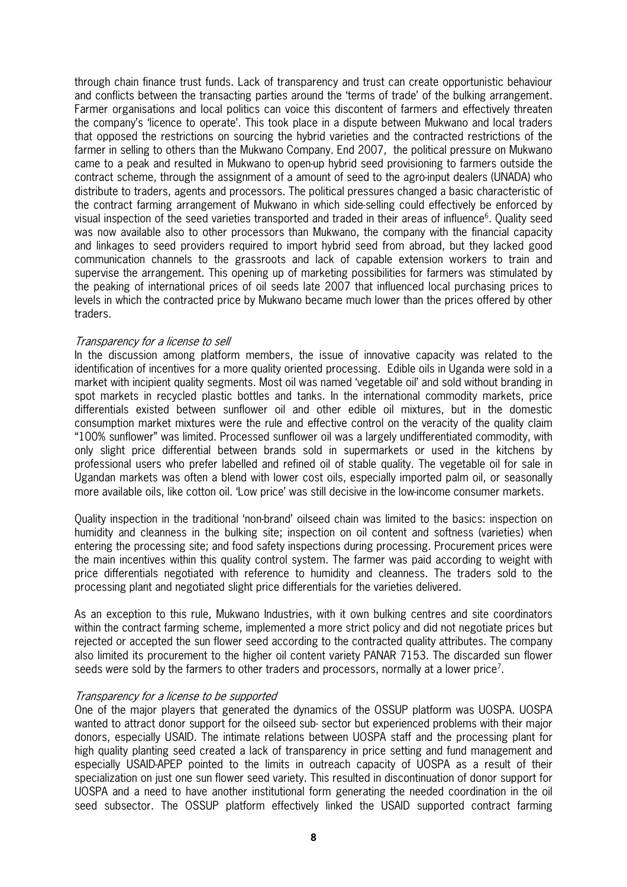through chain finance trust funds. Lack of transparency and trust can create opportunistic behaviour and conflicts between the transacting parties around the 'terms of trade' of the bulking arrangement. Farmer organisations and local politics can voice this discontent of farmers and effectively threaten the company's 'licence to operate'. This took place in a dispute between Mukwano and local traders that opposed the restrictions on sourcing the hybrid varieties and the contracted restrictions of the farmer in selling to others than the Mukwano Company. End 2007, the political pressure on Mukwano came to a peak and resulted in Mukwano to open-up hybrid seed provisioning to farmers outside the contract scheme, through the assignment of a amount of seed to the agro-input dealers (UNADA) who distribute to traders, agents and processors. The political pressures changed a basic characteristic of the contract farming arrangement of Mukwano in which side-selling could effectively be enforced by visual inspection of the seed varieties transported and traded in their areas of influence[6]. Quality seed was now available also to other processors than Mukwano, the company with the financial capacity and linkages to seed providers required to import hybrid seed from abroad, but they lacked good communication channels to the grassroots and lack of capable extension workers to train and supervise the arrangement. This opening up of marketing possibilities for farmers was stimulated by the peaking of international prices of oil seeds late 2007 that influenced local purchasing prices to levels in which the contracted price by Mukwano became much lower than the prices offered by other traders.

*Transparency for a license to sell*

In the discussion among platform members, the issue of innovative capacity was related to the identification of incentives for a more quality oriented processing. Edible oils in Uganda were sold in a market with incipient quality segments. Most oil was named 'vegetable oil' and sold without branding in spot markets in recycled plastic bottles and tanks. In the international commodity markets, price differentials existed between sunflower oil and other edible oil mixtures, but in the domestic consumption market mixtures were the rule and effective control on the veracity of the quality claim "100% sunflower" was limited. Processed sunflower oil was a largely undifferentiated commodity, with only slight price differential between brands sold in supermarkets or used in the kitchens by professional users who prefer labelled and refined oil of stable quality. The vegetable oil for sale in Ugandan markets was often a blend with lower cost oils, especially imported palm oil, or seasonally more available oils, like cotton oil. 'Low price' was still decisive in the low-income consumer markets.

Quality inspection in the traditional 'non-brand' oilseed chain was limited to the basics: inspection on humidity and cleanness in the bulking site; inspection on oil content and softness (varieties) when entering the processing site; and food safety inspections during processing. Procurement prices were the main incentives within this quality control system. The farmer was paid according to weight with price differentials negotiated with reference to humidity and cleanness. The traders sold to the processing plant and negotiated slight price differentials for the varieties delivered.

As an exception to this rule, Mukwano Industries, with it own bulking centres and site coordinators within the contract farming scheme, implemented a more strict policy and did not negotiate prices but rejected or accepted the sun flower seed according to the contracted quality attributes. The company also limited its procurement to the higher oil content variety PANAR 7153. The discarded sun flower seeds were sold by the farmers to other traders and processors, normally at a lower price[7].

*Transparency for a license to be supported*

One of the major players that generated the dynamics of the OSSUP platform was UOSPA. UOSPA wanted to attract donor support for the oilseed sub- sector but experienced problems with their major donors, especially USAID. The intimate relations between UOSPA staff and the processing plant for high quality planting seed created a lack of transparency in price setting and fund management and especially USAID-APEP pointed to the limits in outreach capacity of UOSPA as a result of their specialization on just one sun flower seed variety. This resulted in discontinuation of donor support for UOSPA and a need to have another institutional form generating the needed coordination in the oil seed subsector. The OSSUP platform effectively linked the USAID supported contract farming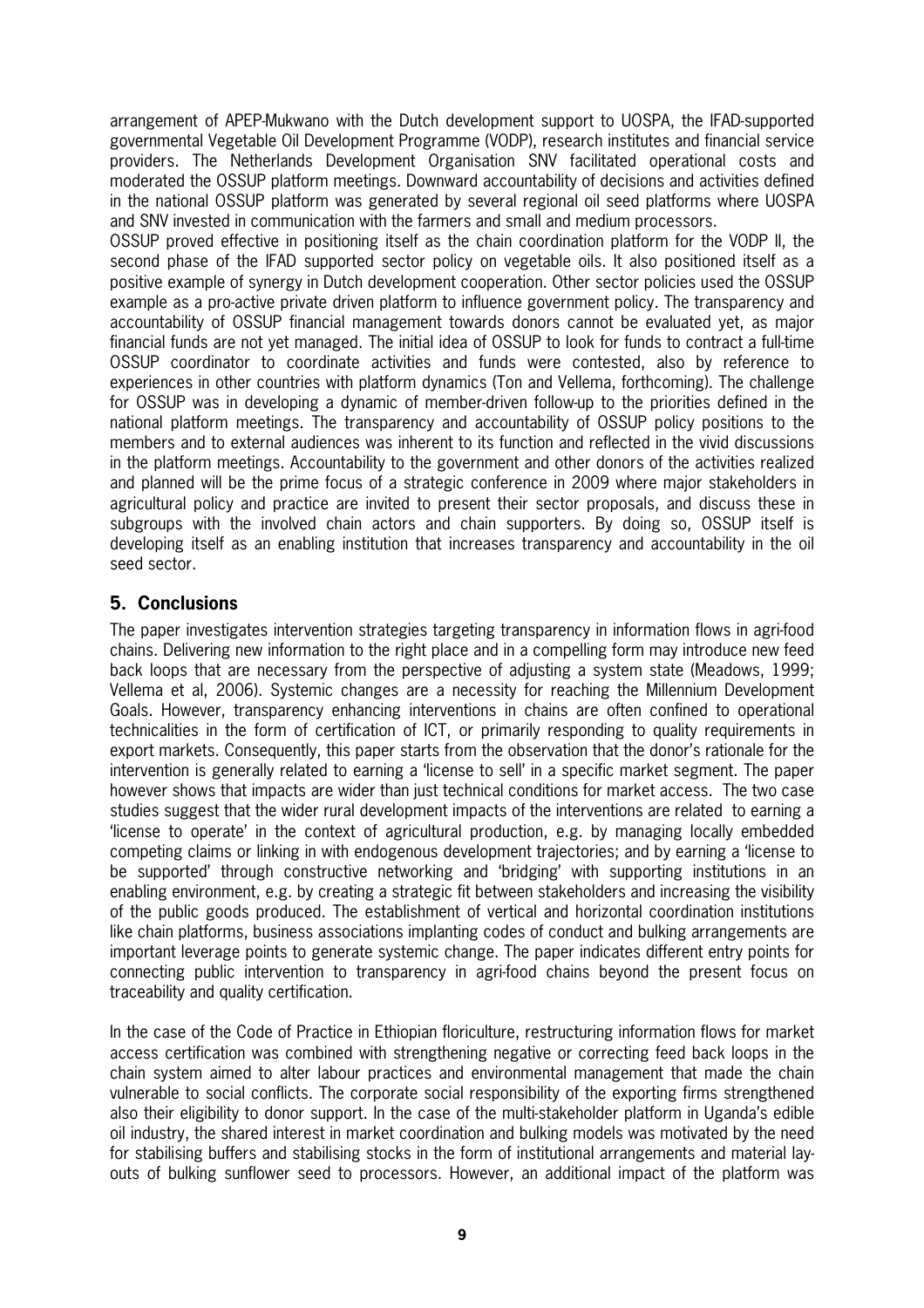arrangement of APEP-Mukwano with the Dutch development support to UOSPA, the IFAD-supported governmental Vegetable Oil Development Programme (VODP), research institutes and financial service providers. The Netherlands Development Organisation SNV facilitated operational costs and moderated the OSSUP platform meetings. Downward accountability of decisions and activities defined in the national OSSUP platform was generated by several regional oil seed platforms where UOSPA and SNV invested in communication with the farmers and small and medium processors.

OSSUP proved effective in positioning itself as the chain coordination platform for the VODP II, the second phase of the IFAD supported sector policy on vegetable oils. It also positioned itself as a positive example of synergy in Dutch development cooperation. Other sector policies used the OSSUP example as a pro-active private driven platform to influence government policy. The transparency and accountability of OSSUP financial management towards donors cannot be evaluated yet, as major financial funds are not yet managed. The initial idea of OSSUP to look for funds to contract a full-time OSSUP coordinator to coordinate activities and funds were contested, also by reference to experiences in other countries with platform dynamics (Ton and Vellema, forthcoming). The challenge for OSSUP was in developing a dynamic of member-driven follow-up to the priorities defined in the national platform meetings. The transparency and accountability of OSSUP policy positions to the members and to external audiences was inherent to its function and reflected in the vivid discussions in the platform meetings. Accountability to the government and other donors of the activities realized and planned will be the prime focus of a strategic conference in 2009 where major stakeholders in agricultural policy and practice are invited to present their sector proposals, and discuss these in subgroups with the involved chain actors and chain supporters. By doing so, OSSUP itself is developing itself as an enabling institution that increases transparency and accountability in the oil seed sector.

## 5. Conclusions

The paper investigates intervention strategies targeting transparency in information flows in agri-food chains. Delivering new information to the right place and in a compelling form may introduce new feed back loops that are necessary from the perspective of adjusting a system state (Meadows, 1999; Vellema et al, 2006). Systemic changes are a necessity for reaching the Millennium Development Goals. However, transparency enhancing interventions in chains are often confined to operational technicalities in the form of certification of ICT, or primarily responding to quality requirements in export markets. Consequently, this paper starts from the observation that the donor's rationale for the intervention is generally related to earning a 'license to sell' in a specific market segment. The paper however shows that impacts are wider than just technical conditions for market access. The two case studies suggest that the wider rural development impacts of the interventions are related to earning a 'license to operate' in the context of agricultural production, e.g. by managing locally embedded competing claims or linking in with endogenous development trajectories; and by earning a 'license to be supported' through constructive networking and 'bridging' with supporting institutions in an enabling environment, e.g. by creating a strategic fit between stakeholders and increasing the visibility of the public goods produced. The establishment of vertical and horizontal coordination institutions like chain platforms, business associations implanting codes of conduct and bulking arrangements are important leverage points to generate systemic change. The paper indicates different entry points for connecting public intervention to transparency in agri-food chains beyond the present focus on traceability and quality certification.

In the case of the Code of Practice in Ethiopian floriculture, restructuring information flows for market access certification was combined with strengthening negative or correcting feed back loops in the chain system aimed to alter labour practices and environmental management that made the chain vulnerable to social conflicts. The corporate social responsibility of the exporting firms strengthened also their eligibility to donor support. In the case of the multi-stakeholder platform in Uganda's edible oil industry, the shared interest in market coordination and bulking models was motivated by the need for stabilising buffers and stabilising stocks in the form of institutional arrangements and material lay-outs of bulking sunflower seed to processors. However, an additional impact of the platform was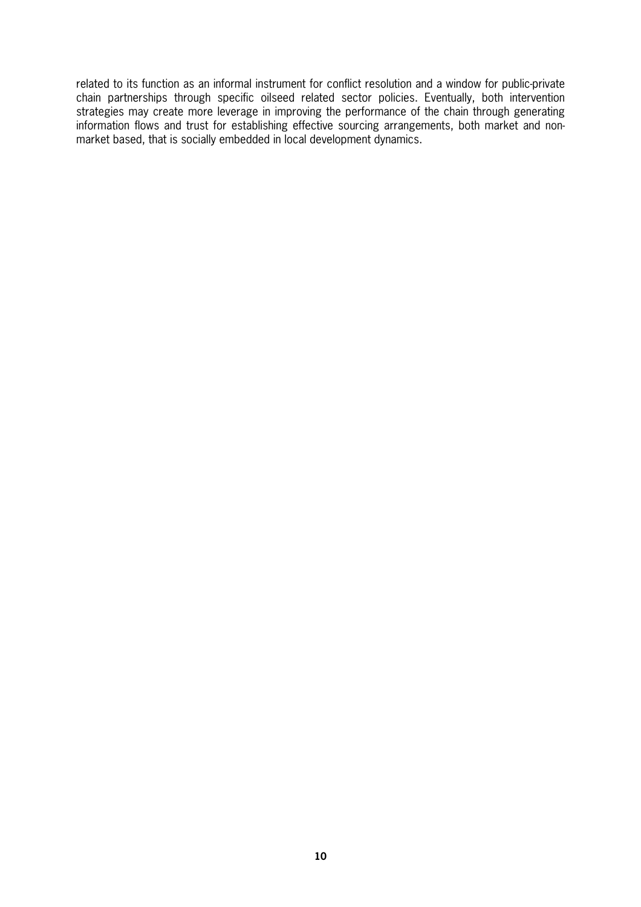related to its function as an informal instrument for conflict resolution and a window for public-private chain partnerships through specific oilseed related sector policies. Eventually, both intervention strategies may create more leverage in improving the performance of the chain through generating information flows and trust for establishing effective sourcing arrangements, both market and non-market based, that is socially embedded in local development dynamics.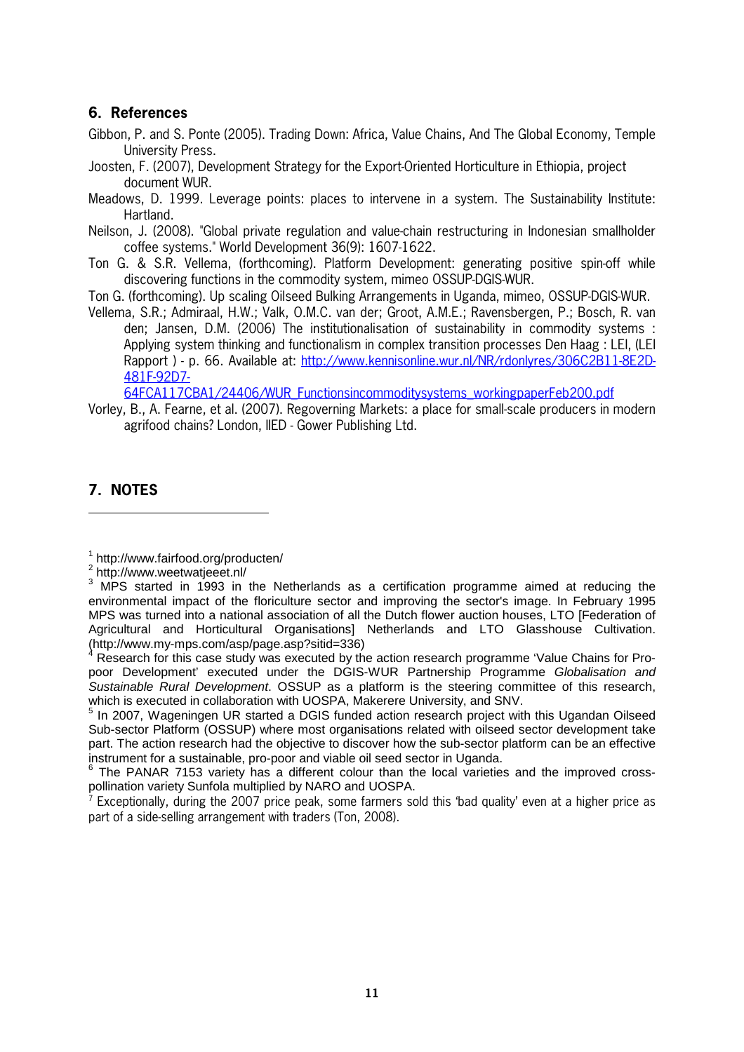## 6. References

Gibbon, P. and S. Ponte (2005). Trading Down: Africa, Value Chains, And The Global Economy, Temple University Press.

Joosten, F. (2007), Development Strategy for the Export-Oriented Horticulture in Ethiopia, project document WUR.

Meadows, D. 1999. Leverage points: places to intervene in a system. The Sustainability Institute: Hartland.

Neilson, J. (2008). "Global private regulation and value-chain restructuring in Indonesian smallholder coffee systems." World Development 36(9): 1607-1622.

Ton G. & S.R. Vellema, (forthcoming). Platform Development: generating positive spin-off while discovering functions in the commodity system, mimeo OSSUP-DGIS-WUR.

Ton G. (forthcoming). Up scaling Oilseed Bulking Arrangements in Uganda, mimeo, OSSUP-DGIS-WUR.

Vellema, S.R.; Admiraal, H.W.; Valk, O.M.C. van der; Groot, A.M.E.; Ravensbergen, P.; Bosch, R. van den; Jansen, D.M. (2006) The institutionalisation of sustainability in commodity systems : Applying system thinking and functionalism in complex transition processes Den Haag : LEI, (LEI Rapport ) - p. 66. Available at: http://www.kennisonline.wur.nl/NR/rdonlyres/306C2B11-8E2D-481F-92D7-64FCA117CBA1/24406/WUR_Functionsincommoditysystems_workingpaperFeb200.pdf

Vorley, B., A. Fearne, et al. (2007). Regoverning Markets: a place for small-scale producers in modern agrifood chains? London, IIED - Gower Publishing Ltd.

## 7. NOTES

---

[1] http://www.fairfood.org/producten/

[2] http://www.weetwatjeeet.nl/

[3] MPS started in 1993 in the Netherlands as a certification programme aimed at reducing the environmental impact of the floriculture sector and improving the sector's image. In February 1995 MPS was turned into a national association of all the Dutch flower auction houses, LTO [Federation of Agricultural and Horticultural Organisations] Netherlands and LTO Glasshouse Cultivation. (http://www.my-mps.com/asp/page.asp?sitid=336)

[4] Research for this case study was executed by the action research programme 'Value Chains for Pro-poor Development' executed under the DGIS-WUR Partnership Programme *Globalisation and Sustainable Rural Development*. OSSUP as a platform is the steering committee of this research, which is executed in collaboration with UOSPA, Makerere University, and SNV.

[5] In 2007, Wageningen UR started a DGIS funded action research project with this Ugandan Oilseed Sub-sector Platform (OSSUP) where most organisations related with oilseed sector development take part. The action research had the objective to discover how the sub-sector platform can be an effective instrument for a sustainable, pro-poor and viable oil seed sector in Uganda.

[6] The PANAR 7153 variety has a different colour than the local varieties and the improved cross-pollination variety Sunfola multiplied by NARO and UOSPA.

[7] Exceptionally, during the 2007 price peak, some farmers sold this 'bad quality' even at a higher price as part of a side-selling arrangement with traders (Ton, 2008).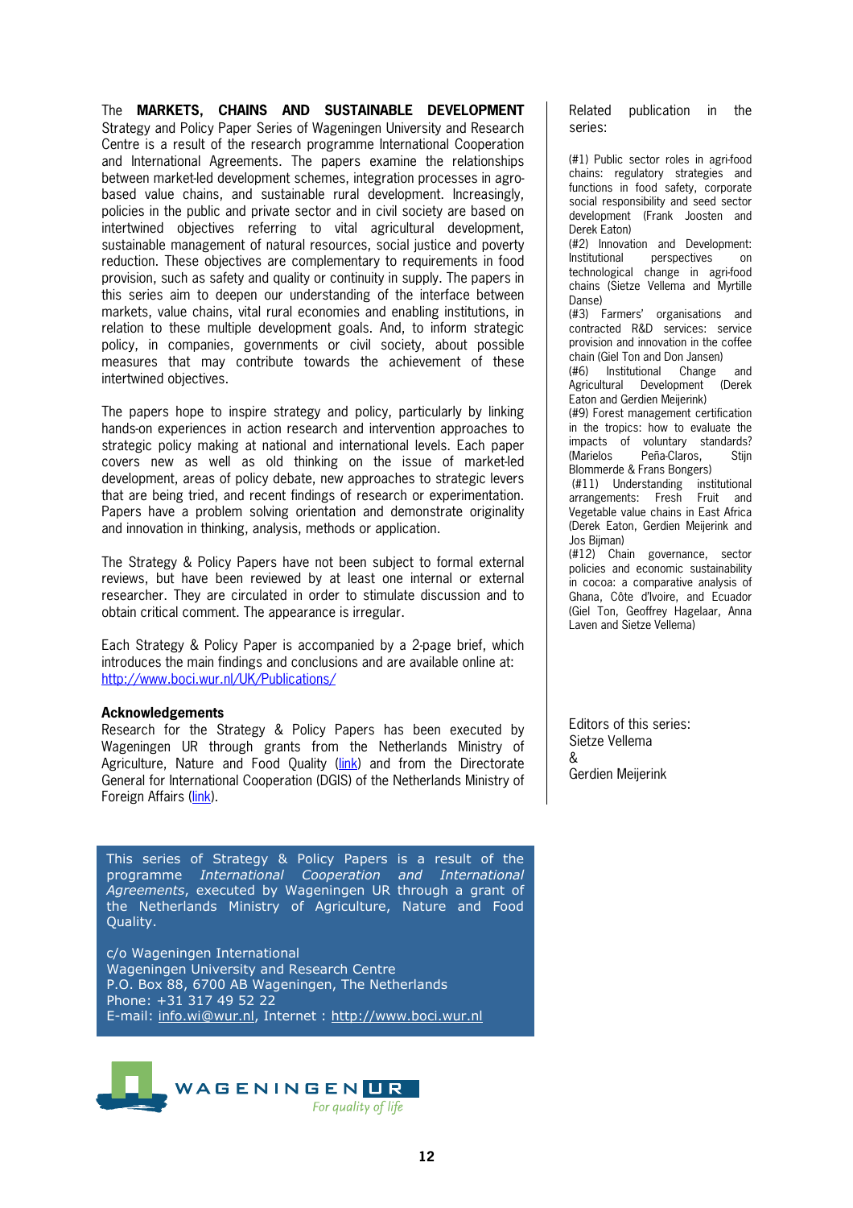The **MARKETS, CHAINS AND SUSTAINABLE DEVELOPMENT** Strategy and Policy Paper Series of Wageningen University and Research Centre is a result of the research programme International Cooperation and International Agreements. The papers examine the relationships between market-led development schemes, integration processes in agro-based value chains, and sustainable rural development. Increasingly, policies in the public and private sector and in civil society are based on intertwined objectives referring to vital agricultural development, sustainable management of natural resources, social justice and poverty reduction. These objectives are complementary to requirements in food provision, such as safety and quality or continuity in supply. The papers in this series aim to deepen our understanding of the interface between markets, value chains, vital rural economies and enabling institutions, in relation to these multiple development goals. And, to inform strategic policy, in companies, governments or civil society, about possible measures that may contribute towards the achievement of these intertwined objectives.

The papers hope to inspire strategy and policy, particularly by linking hands-on experiences in action research and intervention approaches to strategic policy making at national and international levels. Each paper covers new as well as old thinking on the issue of market-led development, areas of policy debate, new approaches to strategic levers that are being tried, and recent findings of research or experimentation. Papers have a problem solving orientation and demonstrate originality and innovation in thinking, analysis, methods or application.

The Strategy & Policy Papers have not been subject to formal external reviews, but have been reviewed by at least one internal or external researcher. They are circulated in order to stimulate discussion and to obtain critical comment. The appearance is irregular.

Each Strategy & Policy Paper is accompanied by a 2-page brief, which introduces the main findings and conclusions and are available online at: http://www.boci.wur.nl/UK/Publications/

**Acknowledgements**

Research for the Strategy & Policy Papers has been executed by Wageningen UR through grants from the Netherlands Ministry of Agriculture, Nature and Food Quality (link) and from the Directorate General for International Cooperation (DGIS) of the Netherlands Ministry of Foreign Affairs (link).

Related publication in the series:

(#1) Public sector roles in agri-food chains: regulatory strategies and functions in food safety, corporate social responsibility and seed sector development (Frank Joosten and Derek Eaton)

(#2) Innovation and Development: Institutional perspectives on technological change in agri-food chains (Sietze Vellema and Myrtille Danse)

(#3) Farmers' organisations and contracted R&D services: service provision and innovation in the coffee chain (Giel Ton and Don Jansen)

(#6) Institutional Change and Agricultural Development (Derek Eaton and Gerdien Meijerink)

(#9) Forest management certification in the tropics: how to evaluate the impacts of voluntary standards? (Marielos Peña-Claros, Stijn Blommerde & Frans Bongers)

(#11) Understanding institutional arrangements: Fresh Fruit and Vegetable value chains in East Africa (Derek Eaton, Gerdien Meijerink and Jos Bijman)

(#12) Chain governance, sector policies and economic sustainability in cocoa: a comparative analysis of Ghana, Côte d'Ivoire, and Ecuador (Giel Ton, Geoffrey Hagelaar, Anna Laven and Sietze Vellema)

Editors of this series:
Sietze Vellema
&
Gerdien Meijerink

This series of Strategy & Policy Papers is a result of the programme *International Cooperation and International Agreements*, executed by Wageningen UR through a grant of the Netherlands Ministry of Agriculture, Nature and Food Quality.

c/o Wageningen International
Wageningen University and Research Centre
P.O. Box 88, 6700 AB Wageningen, The Netherlands
Phone: +31 317 49 52 22
E-mail: info.wi@wur.nl, Internet : http://www.boci.wur.nl

WAGENINGEN UR
*For quality of life*